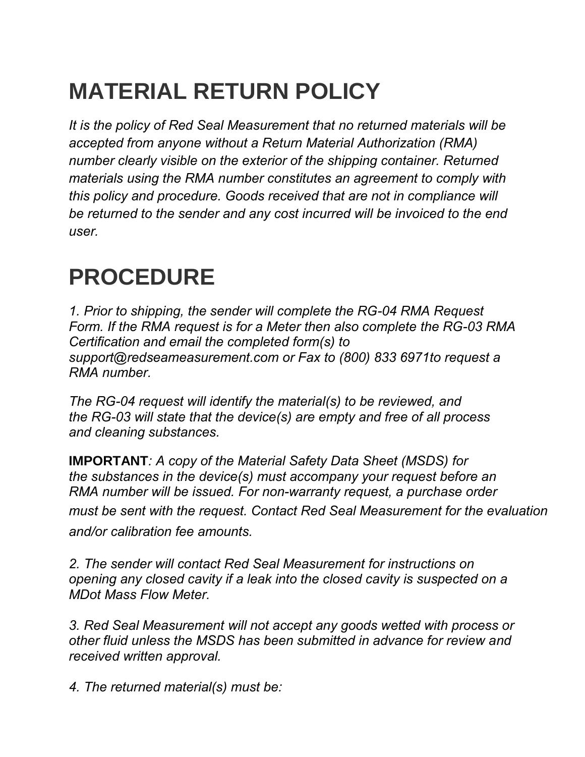# MATERIAL RETURN POLICY

*It is the policy of Red Seal Measurement that no returned materials will be accepted from anyone without a Return Material Authorization (RMA) number clearly visible on the exterior of the shipping container. Returned materials using the RMA number constitutes an agreement to comply with this policy and procedure. Goods received that are not in compliance will be returned to the sender and any cost incurred will be invoiced to the end user.*

# PROCEDURE

*1. Prior to shipping, the sender will complete the RG-04 RMA Request Form. If the RMA request is for a Meter then also complete the RG-03 RMA Certification and email the completed form(s) to support@redseameasurement.com or Fax to (800) 833 6971to request a RMA number.*

*The RG-04 request will identify the material(s) to be reviewed, and the RG-03 will state that the device(s) are empty and free of all process and cleaning substances.*

**IMPORTANT***: A copy of the Material Safety Data Sheet (MSDS) for the substances in the device(s) must accompany your request before an RMA number will be issued. For non-warranty request, a purchase order must be sent with the request. Contact Red Seal Measurement for the evaluation and/or calibration fee amounts.*

*2. The sender will contact Red Seal Measurement for instructions on opening any closed cavity if a leak into the closed cavity is suspected on a MDot Mass Flow Meter.*

*3. Red Seal Measurement will not accept any goods wetted with process or other fluid unless the MSDS has been submitted in advance for review and received written approval.*

*4. The returned material(s) must be:*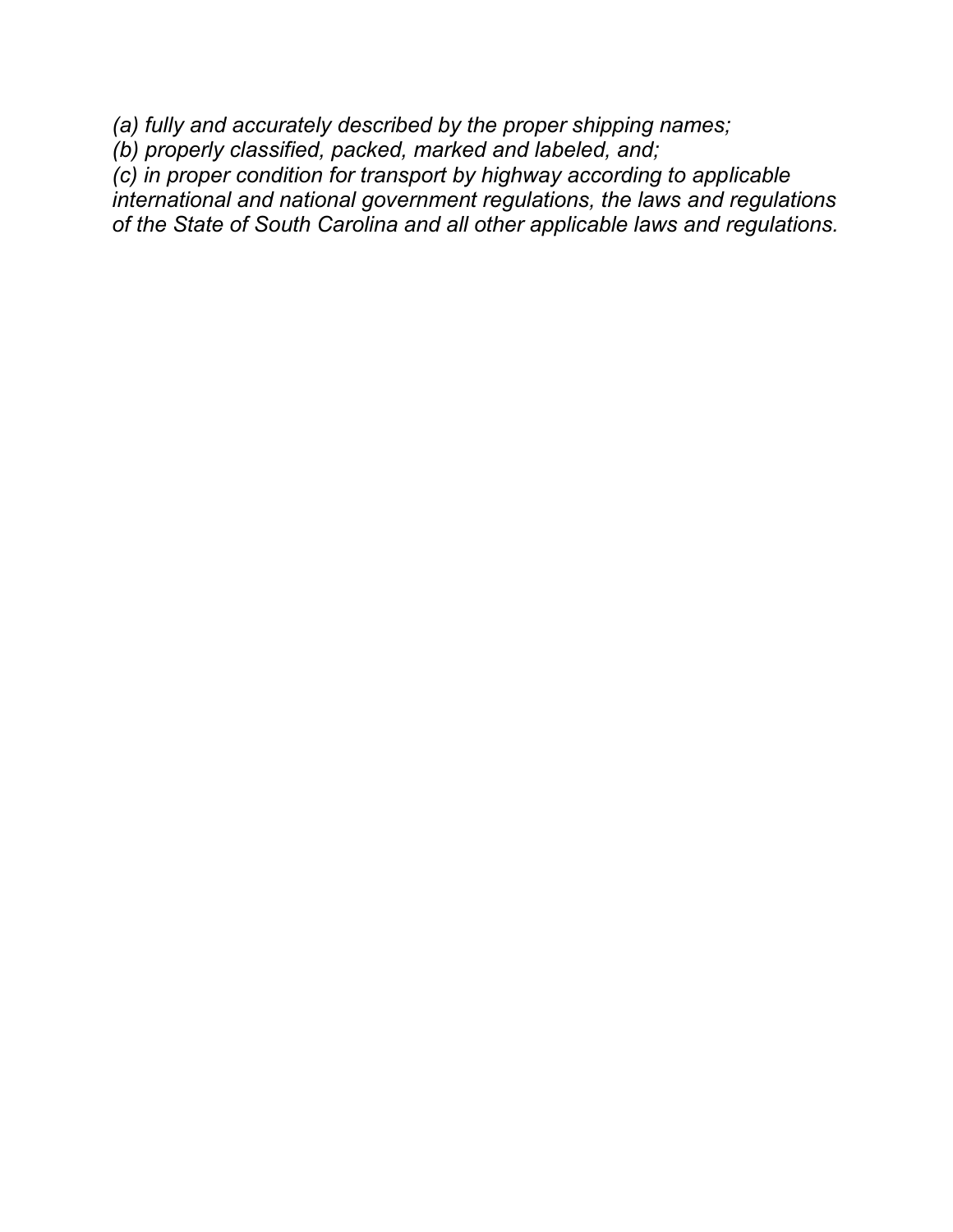*(a) fully and accurately described by the proper shipping names;*  
*(b) properly classified, packed, marked and labeled, and;*  
*(c) in proper condition for transport by highway according to applicable international and national government regulations, the laws and regulations of the State of South Carolina and all other applicable laws and regulations.*